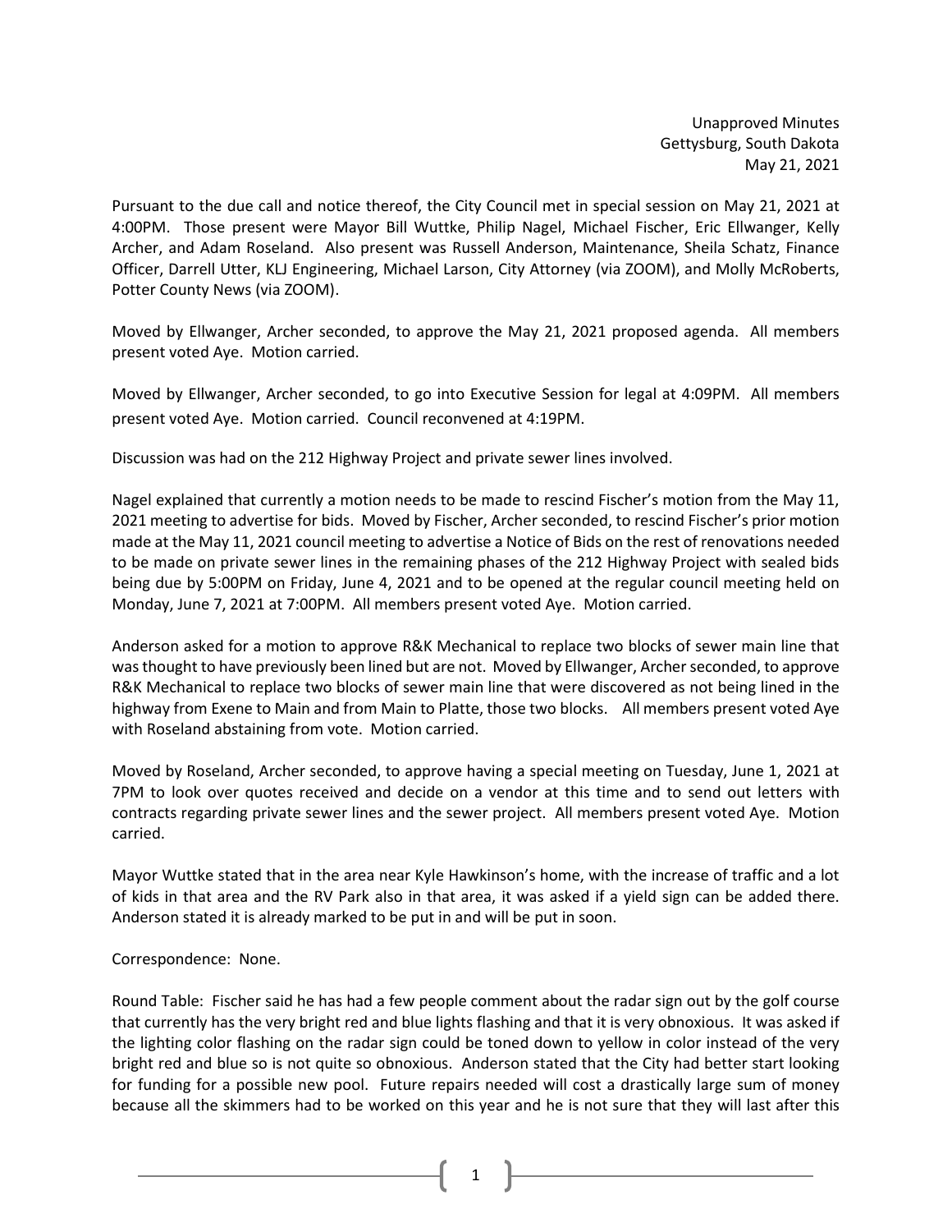Unapproved Minutes
Gettysburg, South Dakota
May 21, 2021

Pursuant to the due call and notice thereof, the City Council met in special session on May 21, 2021 at 4:00PM. Those present were Mayor Bill Wuttke, Philip Nagel, Michael Fischer, Eric Ellwanger, Kelly Archer, and Adam Roseland. Also present was Russell Anderson, Maintenance, Sheila Schatz, Finance Officer, Darrell Utter, KLJ Engineering, Michael Larson, City Attorney (via ZOOM), and Molly McRoberts, Potter County News (via ZOOM).

Moved by Ellwanger, Archer seconded, to approve the May 21, 2021 proposed agenda. All members present voted Aye. Motion carried.

Moved by Ellwanger, Archer seconded, to go into Executive Session for legal at 4:09PM. All members present voted Aye. Motion carried. Council reconvened at 4:19PM.

Discussion was had on the 212 Highway Project and private sewer lines involved.

Nagel explained that currently a motion needs to be made to rescind Fischer's motion from the May 11, 2021 meeting to advertise for bids. Moved by Fischer, Archer seconded, to rescind Fischer's prior motion made at the May 11, 2021 council meeting to advertise a Notice of Bids on the rest of renovations needed to be made on private sewer lines in the remaining phases of the 212 Highway Project with sealed bids being due by 5:00PM on Friday, June 4, 2021 and to be opened at the regular council meeting held on Monday, June 7, 2021 at 7:00PM. All members present voted Aye. Motion carried.

Anderson asked for a motion to approve R&K Mechanical to replace two blocks of sewer main line that was thought to have previously been lined but are not. Moved by Ellwanger, Archer seconded, to approve R&K Mechanical to replace two blocks of sewer main line that were discovered as not being lined in the highway from Exene to Main and from Main to Platte, those two blocks. All members present voted Aye with Roseland abstaining from vote. Motion carried.

Moved by Roseland, Archer seconded, to approve having a special meeting on Tuesday, June 1, 2021 at 7PM to look over quotes received and decide on a vendor at this time and to send out letters with contracts regarding private sewer lines and the sewer project. All members present voted Aye. Motion carried.

Mayor Wuttke stated that in the area near Kyle Hawkinson's home, with the increase of traffic and a lot of kids in that area and the RV Park also in that area, it was asked if a yield sign can be added there. Anderson stated it is already marked to be put in and will be put in soon.

Correspondence: None.

Round Table: Fischer said he has had a few people comment about the radar sign out by the golf course that currently has the very bright red and blue lights flashing and that it is very obnoxious. It was asked if the lighting color flashing on the radar sign could be toned down to yellow in color instead of the very bright red and blue so is not quite so obnoxious. Anderson stated that the City had better start looking for funding for a possible new pool. Future repairs needed will cost a drastically large sum of money because all the skimmers had to be worked on this year and he is not sure that they will last after this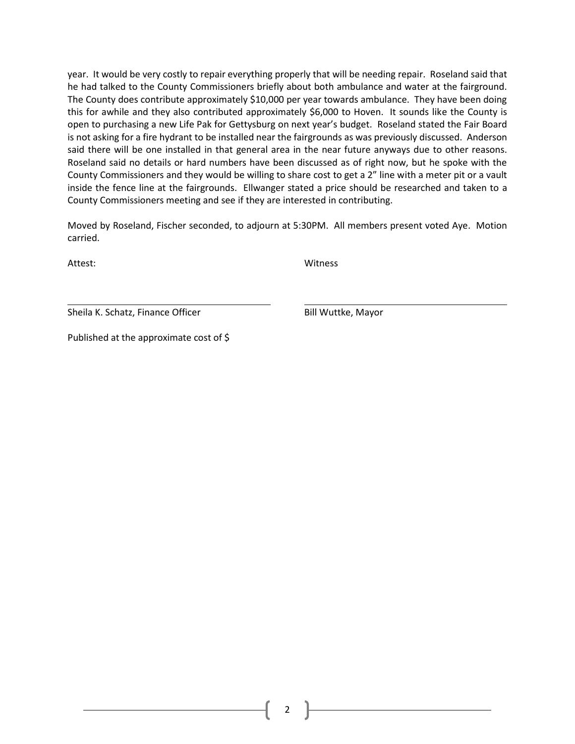year. It would be very costly to repair everything properly that will be needing repair. Roseland said that he had talked to the County Commissioners briefly about both ambulance and water at the fairground. The County does contribute approximately $10,000 per year towards ambulance. They have been doing this for awhile and they also contributed approximately $6,000 to Hoven. It sounds like the County is open to purchasing a new Life Pak for Gettysburg on next year's budget. Roseland stated the Fair Board is not asking for a fire hydrant to be installed near the fairgrounds as was previously discussed. Anderson said there will be one installed in that general area in the near future anyways due to other reasons. Roseland said no details or hard numbers have been discussed as of right now, but he spoke with the County Commissioners and they would be willing to share cost to get a 2" line with a meter pit or a vault inside the fence line at the fairgrounds. Ellwanger stated a price should be researched and taken to a County Commissioners meeting and see if they are interested in contributing.

Moved by Roseland, Fischer seconded, to adjourn at 5:30PM. All members present voted Aye. Motion carried.

Attest: Witness

Sheila K. Schatz, Finance Officer

Bill Wuttke, Mayor

Published at the approximate cost of $